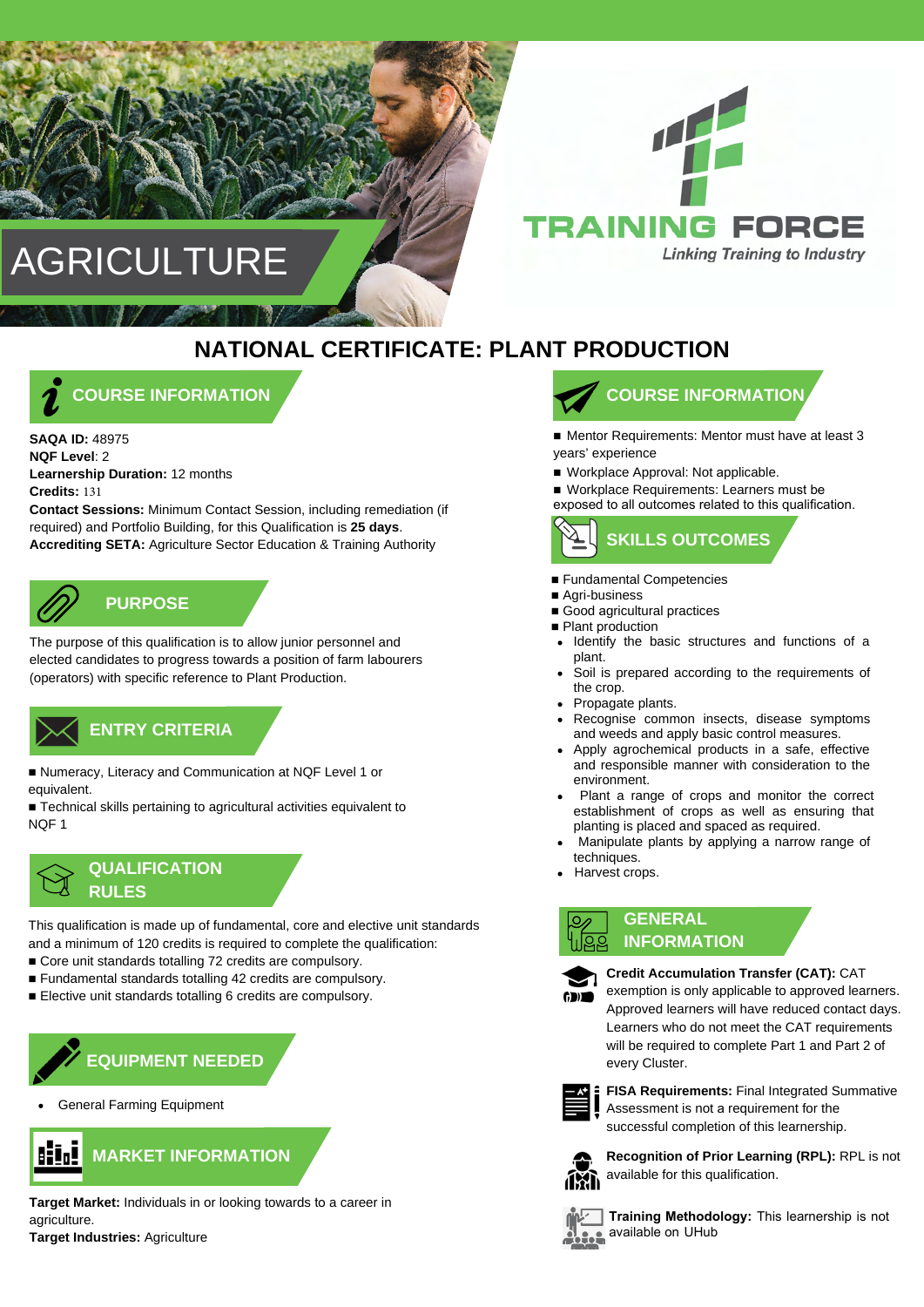# AGRICULTURE

**TRAINING FORCE**
*Linking Training to Industry*

# NATIONAL CERTIFICATE: PLANT PRODUCTION

## COURSE INFORMATION

**SAQA ID:** 48975
**NQF Level**: 2
**Learnership Duration:** 12 months
**Credits:** 131
**Contact Sessions:** Minimum Contact Session, including remediation (if required) and Portfolio Building, for this Qualification is **25 days**.
**Accrediting SETA:** Agriculture Sector Education & Training Authority

## PURPOSE

The purpose of this qualification is to allow junior personnel and elected candidates to progress towards a position of farm labourers (operators) with specific reference to Plant Production.

## ENTRY CRITERIA

- Numeracy, Literacy and Communication at NQF Level 1 or equivalent.
- Technical skills pertaining to agricultural activities equivalent to NQF 1

## QUALIFICATION RULES

This qualification is made up of fundamental, core and elective unit standards and a minimum of 120 credits is required to complete the qualification:

- Core unit standards totalling 72 credits are compulsory.
- Fundamental standards totalling 42 credits are compulsory.
- Elective unit standards totalling 6 credits are compulsory.

## EQUIPMENT NEEDED

- General Farming Equipment

## MARKET INFORMATION

**Target Market:** Individuals in or looking towards to a career in agriculture.
**Target Industries:** Agriculture

## COURSE INFORMATION

- Mentor Requirements: Mentor must have at least 3 years' experience
- Workplace Approval: Not applicable.
- Workplace Requirements: Learners must be exposed to all outcomes related to this qualification.

## SKILLS OUTCOMES

- Fundamental Competencies
- Agri-business
- Good agricultural practices
- Plant production
  - Identify the basic structures and functions of a plant.
  - Soil is prepared according to the requirements of the crop.
  - Propagate plants.
  - Recognise common insects, disease symptoms and weeds and apply basic control measures.
  - Apply agrochemical products in a safe, effective and responsible manner with consideration to the environment.
  - Plant a range of crops and monitor the correct establishment of crops as well as ensuring that planting is placed and spaced as required.
  - Manipulate plants by applying a narrow range of techniques.
  - Harvest crops.

## GENERAL INFORMATION

**Credit Accumulation Transfer (CAT):** CAT exemption is only applicable to approved learners. Approved learners will have reduced contact days. Learners who do not meet the CAT requirements will be required to complete Part 1 and Part 2 of every Cluster.

**FISA Requirements:** Final Integrated Summative Assessment is not a requirement for the successful completion of this learnership.

**Recognition of Prior Learning (RPL):** RPL is not available for this qualification.

**Training Methodology:** This learnership is not available on UHub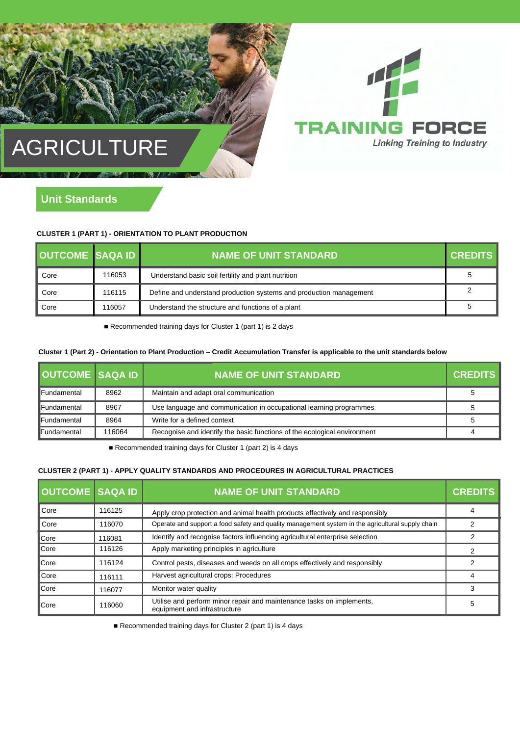# AGRICULTURE

**TRAINING FORCE**
*Linking Training to Industry*

## Unit Standards

**CLUSTER 1 (PART 1) - ORIENTATION TO PLANT PRODUCTION**

| OUTCOME | SAQA ID | NAME OF UNIT STANDARD | CREDITS |
|---|---|---|---|
| Core | 116053 | Understand basic soil fertility and plant nutrition | 5 |
| Core | 116115 | Define and understand production systems and production management | 2 |
| Core | 116057 | Understand the structure and functions of a plant | 5 |

- Recommended training days for Cluster 1 (part 1) is 2 days

**Cluster 1 (Part 2) - Orientation to Plant Production – Credit Accumulation Transfer is applicable to the unit standards below**

| OUTCOME | SAQA ID | NAME OF UNIT STANDARD | CREDITS |
|---|---|---|---|
| Fundamental | 8962 | Maintain and adapt oral communication | 5 |
| Fundamental | 8967 | Use language and communication in occupational learning programmes | 5 |
| Fundamental | 8964 | Write for a defined context | 5 |
| Fundamental | 116064 | Recognise and identify the basic functions of the ecological environment | 4 |

- Recommended training days for Cluster 1 (part 2) is 4 days

**CLUSTER 2 (PART 1) - APPLY QUALITY STANDARDS AND PROCEDURES IN AGRICULTURAL PRACTICES**

| OUTCOME | SAQA ID | NAME OF UNIT STANDARD | CREDITS |
|---|---|---|---|
| Core | 116125 | Apply crop protection and animal health products effectively and responsibly | 4 |
| Core | 116070 | Operate and support a food safety and quality management system in the agricultural supply chain | 2 |
| Core | 116081 | Identify and recognise factors influencing agricultural enterprise selection | 2 |
| Core | 116126 | Apply marketing principles in agriculture | 2 |
| Core | 116124 | Control pests, diseases and weeds on all crops effectively and responsibly | 2 |
| Core | 116111 | Harvest agricultural crops: Procedures | 4 |
| Core | 116077 | Monitor water quality | 3 |
| Core | 116060 | Utilise and perform minor repair and maintenance tasks on implements, equipment and infrastructure | 5 |

- Recommended training days for Cluster 2 (part 1) is 4 days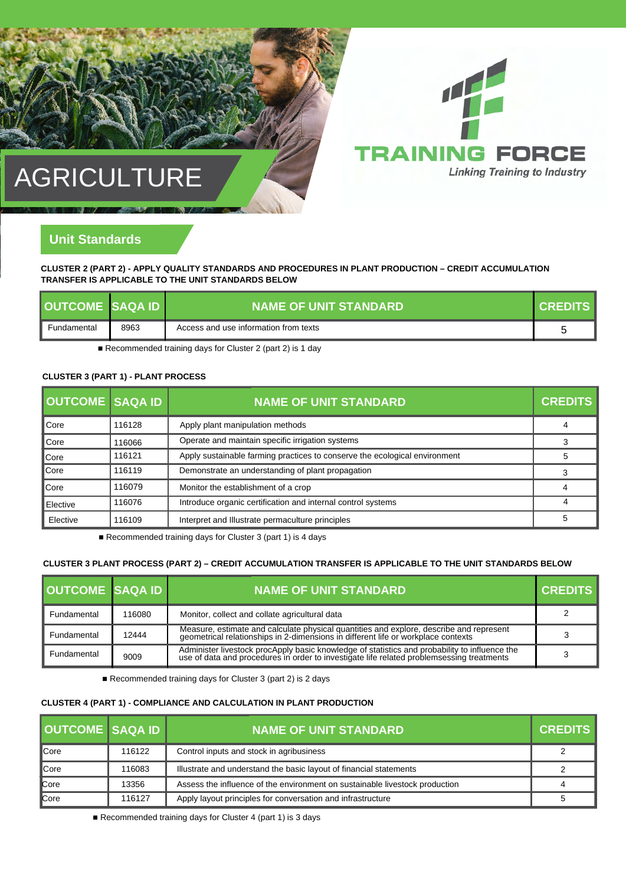# AGRICULTURE

**TRAINING FORCE**
*Linking Training to Industry*

## Unit Standards

**CLUSTER 2 (PART 2) - APPLY QUALITY STANDARDS AND PROCEDURES IN PLANT PRODUCTION – CREDIT ACCUMULATION TRANSFER IS APPLICABLE TO THE UNIT STANDARDS BELOW**

| OUTCOME | SAQA ID | NAME OF UNIT STANDARD | CREDITS |
|---|---|---|---|
| Fundamental | 8963 | Access and use information from texts | 5 |

- Recommended training days for Cluster 2 (part 2) is 1 day

**CLUSTER 3 (PART 1) - PLANT PROCESS**

| OUTCOME | SAQA ID | NAME OF UNIT STANDARD | CREDITS |
|---|---|---|---|
| Core | 116128 | Apply plant manipulation methods | 4 |
| Core | 116066 | Operate and maintain specific irrigation systems | 3 |
| Core | 116121 | Apply sustainable farming practices to conserve the ecological environment | 5 |
| Core | 116119 | Demonstrate an understanding of plant propagation | 3 |
| Core | 116079 | Monitor the establishment of a crop | 4 |
| Elective | 116076 | Introduce organic certification and internal control systems | 4 |
| Elective | 116109 | Interpret and Illustrate permaculture principles | 5 |

- Recommended training days for Cluster 3 (part 1) is 4 days

**CLUSTER 3 PLANT PROCESS (PART 2) – CREDIT ACCUMULATION TRANSFER IS APPLICABLE TO THE UNIT STANDARDS BELOW**

| OUTCOME | SAQA ID | NAME OF UNIT STANDARD | CREDITS |
|---|---|---|---|
| Fundamental | 116080 | Monitor, collect and collate agricultural data | 2 |
| Fundamental | 12444 | Measure, estimate and calculate physical quantities and explore, describe and represent geometrical relationships in 2-dimensions in different life or workplace contexts | 3 |
| Fundamental | 9009 | Administer livestock procApply basic knowledge of statistics and probability to influence the use of data and procedures in order to investigate life related problemsessing treatments | 3 |

- Recommended training days for Cluster 3 (part 2) is 2 days

**CLUSTER 4 (PART 1) - COMPLIANCE AND CALCULATION IN PLANT PRODUCTION**

| OUTCOME | SAQA ID | NAME OF UNIT STANDARD | CREDITS |
|---|---|---|---|
| Core | 116122 | Control inputs and stock in agribusiness | 2 |
| Core | 116083 | Illustrate and understand the basic layout of financial statements | 2 |
| Core | 13356 | Assess the influence of the environment on sustainable livestock production | 4 |
| Core | 116127 | Apply layout principles for conversation and infrastructure | 5 |

- Recommended training days for Cluster 4 (part 1) is 3 days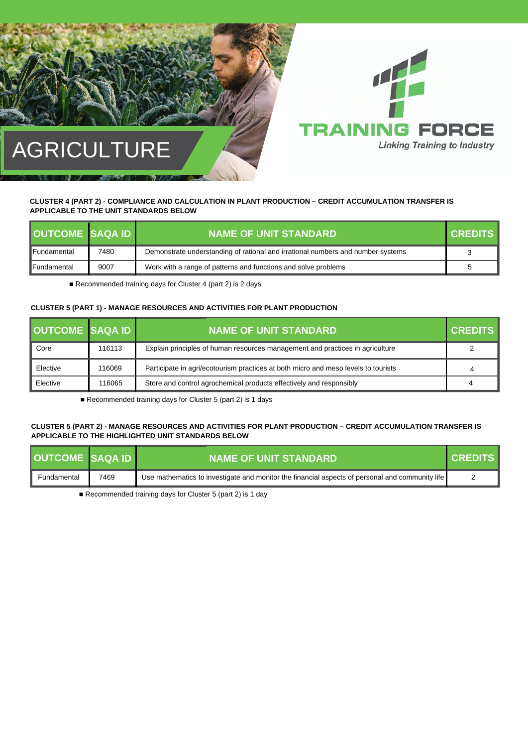# AGRICULTURE

TRAINING FORCE
*Linking Training to Industry*

**CLUSTER 4 (PART 2) - COMPLIANCE AND CALCULATION IN PLANT PRODUCTION – CREDIT ACCUMULATION TRANSFER IS APPLICABLE TO THE UNIT STANDARDS BELOW**

| OUTCOME | SAQA ID | NAME OF UNIT STANDARD | CREDITS |
|---|---|---|---|
| Fundamental | 7480 | Demonstrate understanding of rational and irrational numbers and number systems | 3 |
| Fundamental | 9007 | Work with a range of patterns and functions and solve problems | 5 |

- Recommended training days for Cluster 4 (part 2) is 2 days

**CLUSTER 5 (PART 1) - MANAGE RESOURCES AND ACTIVITIES FOR PLANT PRODUCTION**

| OUTCOME | SAQA ID | NAME OF UNIT STANDARD | CREDITS |
|---|---|---|---|
| Core | 116113 | Explain principles of human resources management and practices in agriculture | 2 |
| Elective | 116069 | Participate in agri/ecotourism practices at both micro and meso levels to tourists | 4 |
| Elective | 116065 | Store and control agrochemical products effectively and responsibly | 4 |

- Recommended training days for Cluster 5 (part 2) is 1 days

**CLUSTER 5 (PART 2) - MANAGE RESOURCES AND ACTIVITIES FOR PLANT PRODUCTION – CREDIT ACCUMULATION TRANSFER IS APPLICABLE TO THE HIGHLIGHTED UNIT STANDARDS BELOW**

| OUTCOME | SAQA ID | NAME OF UNIT STANDARD | CREDITS |
|---|---|---|---|
| Fundamental | 7469 | Use mathematics to investigate and monitor the financial aspects of personal and community life | 2 |

- Recommended training days for Cluster 5 (part 2) is 1 day